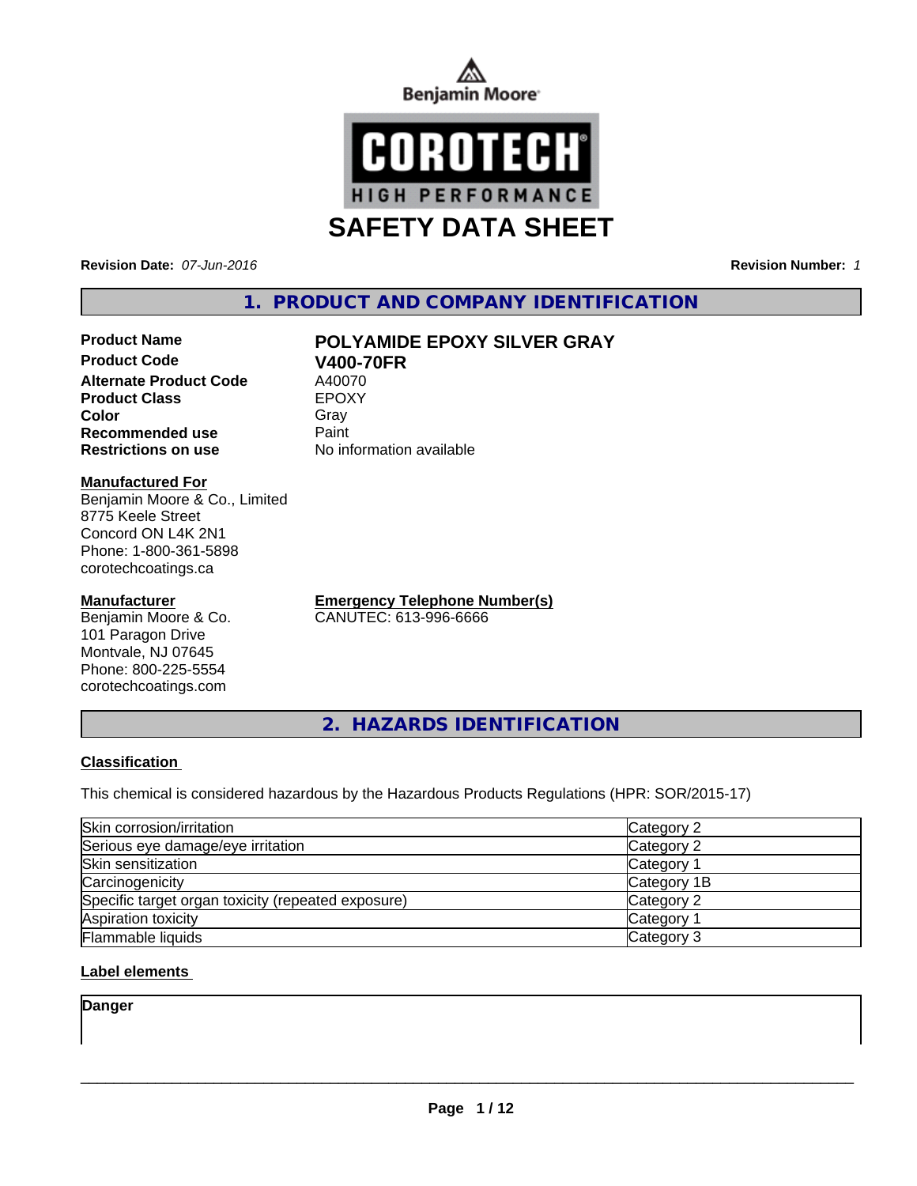Benjamin Moore

COROTECH®
HIGH PERFORMANCE

# SAFETY DATA SHEET

**Revision Date:** *07-Jun-2016*

**Revision Number:** *1*

## 1. PRODUCT AND COMPANY IDENTIFICATION

| | |
|---|---|
| **Product Name** | **POLYAMIDE EPOXY SILVER GRAY** |
| **Product Code** | **V400-70FR** |
| **Alternate Product Code** | A40070 |
| **Product Class** | EPOXY |
| **Color** | Gray |
| **Recommended use** | Paint |
| **Restrictions on use** | No information available |

**Manufactured For**
Benjamin Moore & Co., Limited
8775 Keele Street
Concord ON L4K 2N1
Phone: 1-800-361-5898
corotechcoatings.ca

**Manufacturer**
Benjamin Moore & Co.
101 Paragon Drive
Montvale, NJ 07645
Phone: 800-225-5554
corotechcoatings.com

**Emergency Telephone Number(s)**
CANUTEC: 613-996-6666

## 2. HAZARDS IDENTIFICATION

**Classification**

This chemical is considered hazardous by the Hazardous Products Regulations (HPR: SOR/2015-17)

| | |
|---|---|
| Skin corrosion/irritation | Category 2 |
| Serious eye damage/eye irritation | Category 2 |
| Skin sensitization | Category 1 |
| Carcinogenicity | Category 1B |
| Specific target organ toxicity (repeated exposure) | Category 2 |
| Aspiration toxicity | Category 1 |
| Flammable liquids | Category 3 |

**Label elements**

**Danger**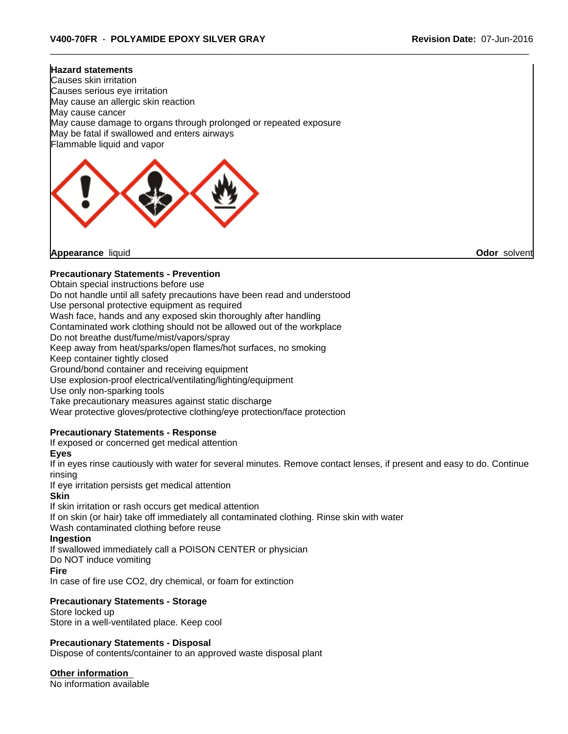**Hazard statements**
Causes skin irritation
Causes serious eye irritation
May cause an allergic skin reaction
May cause cancer
May cause damage to organs through prolonged or repeated exposure
May be fatal if swallowed and enters airways
Flammable liquid and vapor

**Appearance** liquid **Odor** solvent

**Precautionary Statements - Prevention**
Obtain special instructions before use
Do not handle until all safety precautions have been read and understood
Use personal protective equipment as required
Wash face, hands and any exposed skin thoroughly after handling
Contaminated work clothing should not be allowed out of the workplace
Do not breathe dust/fume/mist/vapors/spray
Keep away from heat/sparks/open flames/hot surfaces, no smoking
Keep container tightly closed
Ground/bond container and receiving equipment
Use explosion-proof electrical/ventilating/lighting/equipment
Use only non-sparking tools
Take precautionary measures against static discharge
Wear protective gloves/protective clothing/eye protection/face protection

**Precautionary Statements - Response**
If exposed or concerned get medical attention

**Eyes**
If in eyes rinse cautiously with water for several minutes. Remove contact lenses, if present and easy to do. Continue rinsing
If eye irritation persists get medical attention

**Skin**
If skin irritation or rash occurs get medical attention
If on skin (or hair) take off immediately all contaminated clothing. Rinse skin with water
Wash contaminated clothing before reuse

**Ingestion**
If swallowed immediately call a POISON CENTER or physician
Do NOT induce vomiting

**Fire**
In case of fire use $CO_2$, dry chemical, or foam for extinction

**Precautionary Statements - Storage**
Store locked up
Store in a well-ventilated place. Keep cool

**Precautionary Statements - Disposal**
Dispose of contents/container to an approved waste disposal plant

**Other information**
No information available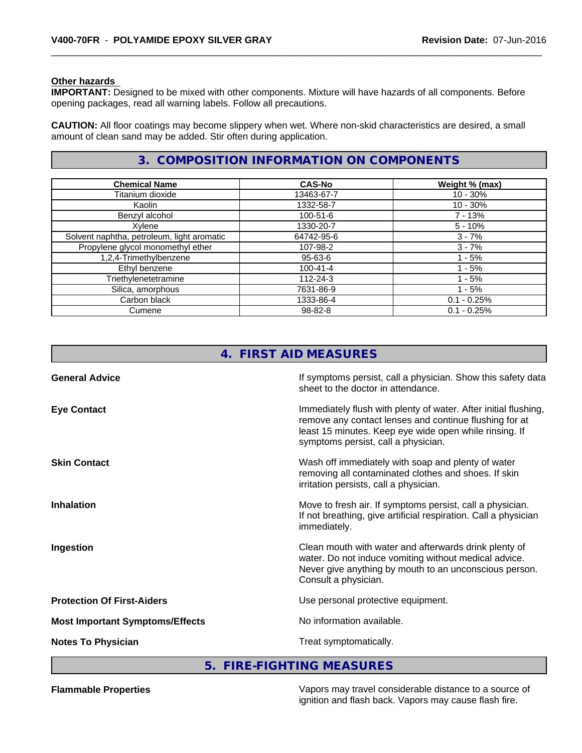#### Other hazards

**IMPORTANT:** Designed to be mixed with other components. Mixture will have hazards of all components. Before opening packages, read all warning labels. Follow all precautions.

**CAUTION:** All floor coatings may become slippery when wet. Where non-skid characteristics are desired, a small amount of clean sand may be added. Stir often during application.

## 3. COMPOSITION INFORMATION ON COMPONENTS

| Chemical Name | CAS-No | Weight % (max) |
|---|---|---|
| Titanium dioxide | 13463-67-7 | 10 - 30% |
| Kaolin | 1332-58-7 | 10 - 30% |
| Benzyl alcohol | 100-51-6 | 7 - 13% |
| Xylene | 1330-20-7 | 5 - 10% |
| Solvent naphtha, petroleum, light aromatic | 64742-95-6 | 3 - 7% |
| Propylene glycol monomethyl ether | 107-98-2 | 3 - 7% |
| 1,2,4-Trimethylbenzene | 95-63-6 | 1 - 5% |
| Ethyl benzene | 100-41-4 | 1 - 5% |
| Triethylenetetramine | 112-24-3 | 1 - 5% |
| Silica, amorphous | 7631-86-9 | 1 - 5% |
| Carbon black | 1333-86-4 | 0.1 - 0.25% |
| Cumene | 98-82-8 | 0.1 - 0.25% |

## 4. FIRST AID MEASURES

**General Advice**

If symptoms persist, call a physician. Show this safety data sheet to the doctor in attendance.

**Eye Contact**

Immediately flush with plenty of water. After initial flushing, remove any contact lenses and continue flushing for at least 15 minutes. Keep eye wide open while rinsing. If symptoms persist, call a physician.

**Skin Contact**

Wash off immediately with soap and plenty of water removing all contaminated clothes and shoes. If skin irritation persists, call a physician.

**Inhalation**

Move to fresh air. If symptoms persist, call a physician. If not breathing, give artificial respiration. Call a physician immediately.

**Ingestion**

Clean mouth with water and afterwards drink plenty of water. Do not induce vomiting without medical advice. Never give anything by mouth to an unconscious person. Consult a physician.

**Protection Of First-Aiders**

Use personal protective equipment.

**Most Important Symptoms/Effects**

No information available.

**Notes To Physician**

Treat symptomatically.

## 5. FIRE-FIGHTING MEASURES

**Flammable Properties**

Vapors may travel considerable distance to a source of ignition and flash back. Vapors may cause flash fire.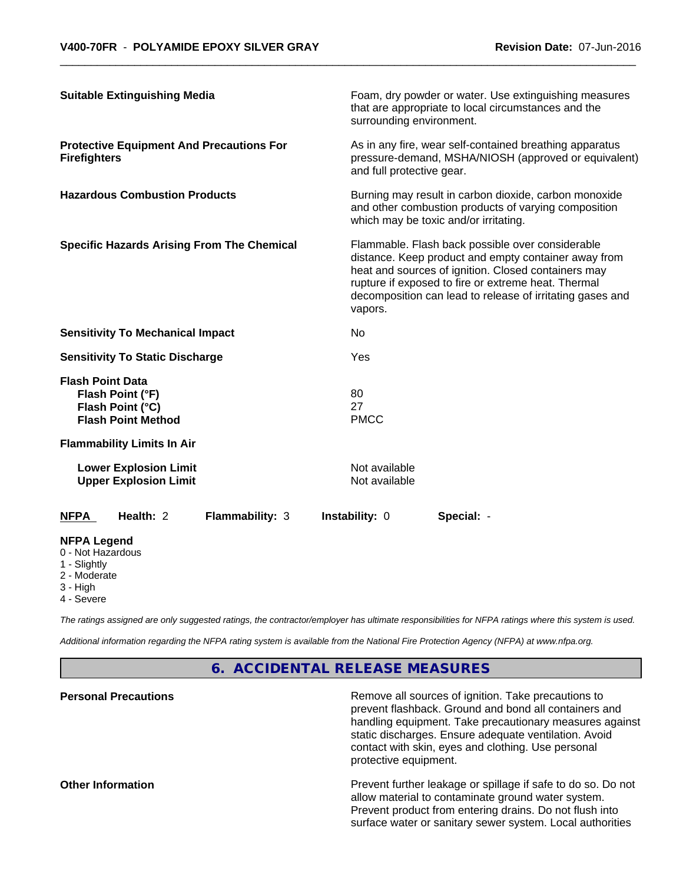**Suitable Extinguishing Media** Foam, dry powder or water. Use extinguishing measures that are appropriate to local circumstances and the surrounding environment.

**Protective Equipment And Precautions For Firefighters** As in any fire, wear self-contained breathing apparatus pressure-demand, MSHA/NIOSH (approved or equivalent) and full protective gear.

**Hazardous Combustion Products** Burning may result in carbon dioxide, carbon monoxide and other combustion products of varying composition which may be toxic and/or irritating.

**Specific Hazards Arising From The Chemical** Flammable. Flash back possible over considerable distance. Keep product and empty container away from heat and sources of ignition. Closed containers may rupture if exposed to fire or extreme heat. Thermal decomposition can lead to release of irritating gases and vapors.

**Sensitivity To Mechanical Impact** No

**Sensitivity To Static Discharge** Yes

**Flash Point Data**

| | |
|---|---|
| **Flash Point (°F)** | 80 |
| **Flash Point (°C)** | 27 |
| **Flash Point Method** | PMCC |

**Flammability Limits In Air**

| | |
|---|---|
| **Lower Explosion Limit** | Not available |
| **Upper Explosion Limit** | Not available |

| **NFPA** | **Health:** 2 | **Flammability:** 3 | **Instability:** 0 | **Special:** - |
|---|---|---|---|---|

**NFPA Legend**
- 0 - Not Hazardous
- 1 - Slightly
- 2 - Moderate
- 3 - High
- 4 - Severe

*The ratings assigned are only suggested ratings, the contractor/employer has ultimate responsibilities for NFPA ratings where this system is used.*

*Additional information regarding the NFPA rating system is available from the National Fire Protection Agency (NFPA) at www.nfpa.org.*

## 6. ACCIDENTAL RELEASE MEASURES

**Personal Precautions** Remove all sources of ignition. Take precautions to prevent flashback. Ground and bond all containers and handling equipment. Take precautionary measures against static discharges. Ensure adequate ventilation. Avoid contact with skin, eyes and clothing. Use personal protective equipment.

**Other Information** Prevent further leakage or spillage if safe to do so. Do not allow material to contaminate ground water system. Prevent product from entering drains. Do not flush into surface water or sanitary sewer system. Local authorities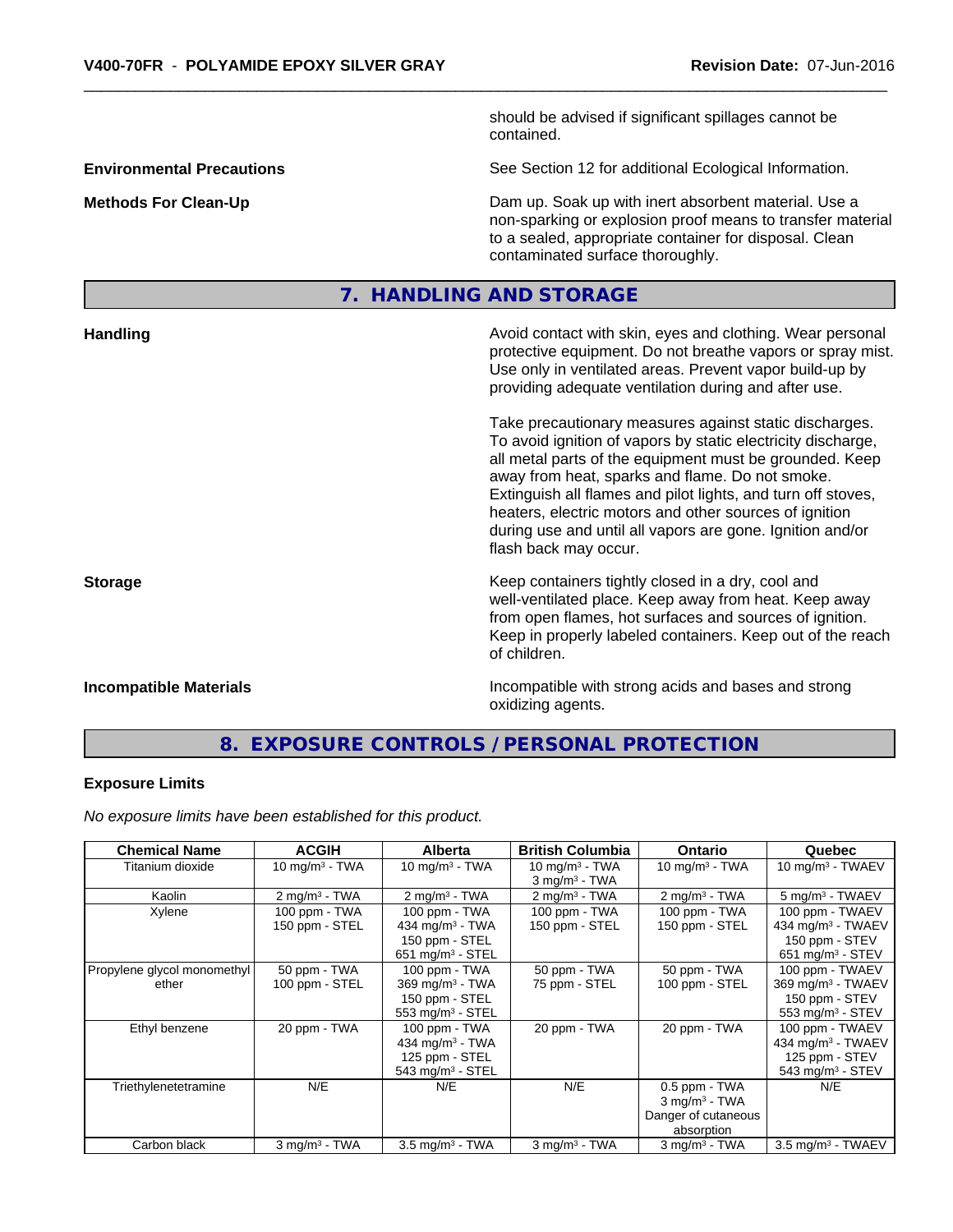should be advised if significant spillages cannot be contained.

**Environmental Precautions**

See Section 12 for additional Ecological Information.

**Methods For Clean-Up**

Dam up. Soak up with inert absorbent material. Use a non-sparking or explosion proof means to transfer material to a sealed, appropriate container for disposal. Clean contaminated surface thoroughly.

## 7. HANDLING AND STORAGE

**Handling**

Avoid contact with skin, eyes and clothing. Wear personal protective equipment. Do not breathe vapors or spray mist. Use only in ventilated areas. Prevent vapor build-up by providing adequate ventilation during and after use.

Take precautionary measures against static discharges. To avoid ignition of vapors by static electricity discharge, all metal parts of the equipment must be grounded. Keep away from heat, sparks and flame. Do not smoke. Extinguish all flames and pilot lights, and turn off stoves, heaters, electric motors and other sources of ignition during use and until all vapors are gone. Ignition and/or flash back may occur.

**Storage**

Keep containers tightly closed in a dry, cool and well-ventilated place. Keep away from heat. Keep away from open flames, hot surfaces and sources of ignition. Keep in properly labeled containers. Keep out of the reach of children.

**Incompatible Materials**

Incompatible with strong acids and bases and strong oxidizing agents.

## 8. EXPOSURE CONTROLS / PERSONAL PROTECTION

**Exposure Limits**

*No exposure limits have been established for this product.*

| Chemical Name | ACGIH | Alberta | British Columbia | Ontario | Quebec |
|---|---|---|---|---|---|
| Titanium dioxide | 10 mg/m$^3$ - TWA | 10 mg/m$^3$ - TWA | 10 mg/m$^3$ - TWA<br>3 mg/m$^3$ - TWA | 10 mg/m$^3$ - TWA | 10 mg/m$^3$ - TWAEV |
| Kaolin | 2 mg/m$^3$ - TWA | 2 mg/m$^3$ - TWA | 2 mg/m$^3$ - TWA | 2 mg/m$^3$ - TWA | 5 mg/m$^3$ - TWAEV |
| Xylene | 100 ppm - TWA<br>150 ppm - STEL | 100 ppm - TWA<br>434 mg/m$^3$ - TWA<br>150 ppm - STEL<br>651 mg/m$^3$ - STEL | 100 ppm - TWA<br>150 ppm - STEL | 100 ppm - TWA<br>150 ppm - STEL | 100 ppm - TWAEV<br>434 mg/m$^3$ - TWAEV<br>150 ppm - STEV<br>651 mg/m$^3$ - STEV |
| Propylene glycol monomethyl ether | 50 ppm - TWA<br>100 ppm - STEL | 100 ppm - TWA<br>369 mg/m$^3$ - TWA<br>150 ppm - STEL<br>553 mg/m$^3$ - STEL | 50 ppm - TWA<br>75 ppm - STEL | 50 ppm - TWA<br>100 ppm - STEL | 100 ppm - TWAEV<br>369 mg/m$^3$ - TWAEV<br>150 ppm - STEV<br>553 mg/m$^3$ - STEV |
| Ethyl benzene | 20 ppm - TWA | 100 ppm - TWA<br>434 mg/m$^3$ - TWA<br>125 ppm - STEL<br>543 mg/m$^3$ - STEL | 20 ppm - TWA | 20 ppm - TWA | 100 ppm - TWAEV<br>434 mg/m$^3$ - TWAEV<br>125 ppm - STEV<br>543 mg/m$^3$ - STEV |
| Triethylenetetramine | N/E | N/E | N/E | 0.5 ppm - TWA<br>3 mg/m$^3$ - TWA<br>Danger of cutaneous absorption | N/E |
| Carbon black | 3 mg/m$^3$ - TWA | 3.5 mg/m$^3$ - TWA | 3 mg/m$^3$ - TWA | 3 mg/m$^3$ - TWA | 3.5 mg/m$^3$ - TWAEV |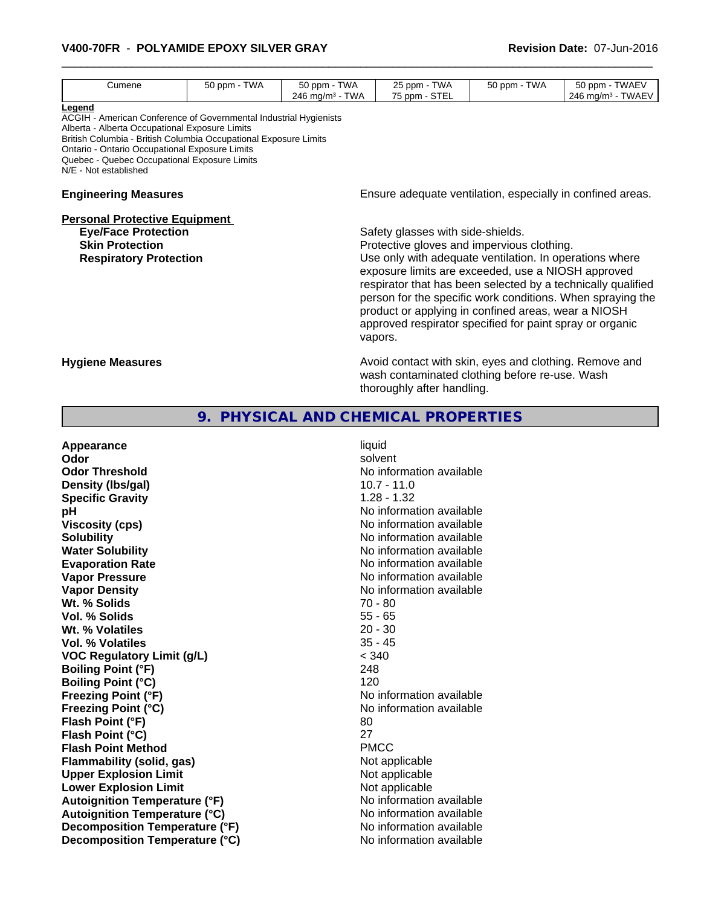| Cumene | 50 ppm - TWA | 50 ppm - TWA<br>246 mg/m³ - TWA | 25 ppm - TWA<br>75 ppm - STEL | 50 ppm - TWA | 50 ppm - TWAEV<br>246 mg/m³ - TWAEV |
|---|---|---|---|---|---|

**Legend**
ACGIH - American Conference of Governmental Industrial Hygienists
Alberta - Alberta Occupational Exposure Limits
British Columbia - British Columbia Occupational Exposure Limits
Ontario - Ontario Occupational Exposure Limits
Quebec - Quebec Occupational Exposure Limits
N/E - Not established

**Engineering Measures** Ensure adequate ventilation, especially in confined areas.

**Personal Protective Equipment**

**Eye/Face Protection** Safety glasses with side-shields.

**Skin Protection** Protective gloves and impervious clothing.

**Respiratory Protection** Use only with adequate ventilation. In operations where exposure limits are exceeded, use a NIOSH approved respirator that has been selected by a technically qualified person for the specific work conditions. When spraying the product or applying in confined areas, wear a NIOSH approved respirator specified for paint spray or organic vapors.

**Hygiene Measures** Avoid contact with skin, eyes and clothing. Remove and wash contaminated clothing before re-use. Wash thoroughly after handling.

## 9. PHYSICAL AND CHEMICAL PROPERTIES

| | |
|---|---|
| **Appearance** | liquid |
| **Odor** | solvent |
| **Odor Threshold** | No information available |
| **Density (lbs/gal)** | 10.7 - 11.0 |
| **Specific Gravity** | 1.28 - 1.32 |
| **pH** | No information available |
| **Viscosity (cps)** | No information available |
| **Solubility** | No information available |
| **Water Solubility** | No information available |
| **Evaporation Rate** | No information available |
| **Vapor Pressure** | No information available |
| **Vapor Density** | No information available |
| **Wt. % Solids** | 70 - 80 |
| **Vol. % Solids** | 55 - 65 |
| **Wt. % Volatiles** | 20 - 30 |
| **Vol. % Volatiles** | 35 - 45 |
| **VOC Regulatory Limit (g/L)** | < 340 |
| **Boiling Point (°F)** | 248 |
| **Boiling Point (°C)** | 120 |
| **Freezing Point (°F)** | No information available |
| **Freezing Point (°C)** | No information available |
| **Flash Point (°F)** | 80 |
| **Flash Point (°C)** | 27 |
| **Flash Point Method** | PMCC |
| **Flammability (solid, gas)** | Not applicable |
| **Upper Explosion Limit** | Not applicable |
| **Lower Explosion Limit** | Not applicable |
| **Autoignition Temperature (°F)** | No information available |
| **Autoignition Temperature (°C)** | No information available |
| **Decomposition Temperature (°F)** | No information available |
| **Decomposition Temperature (°C)** | No information available |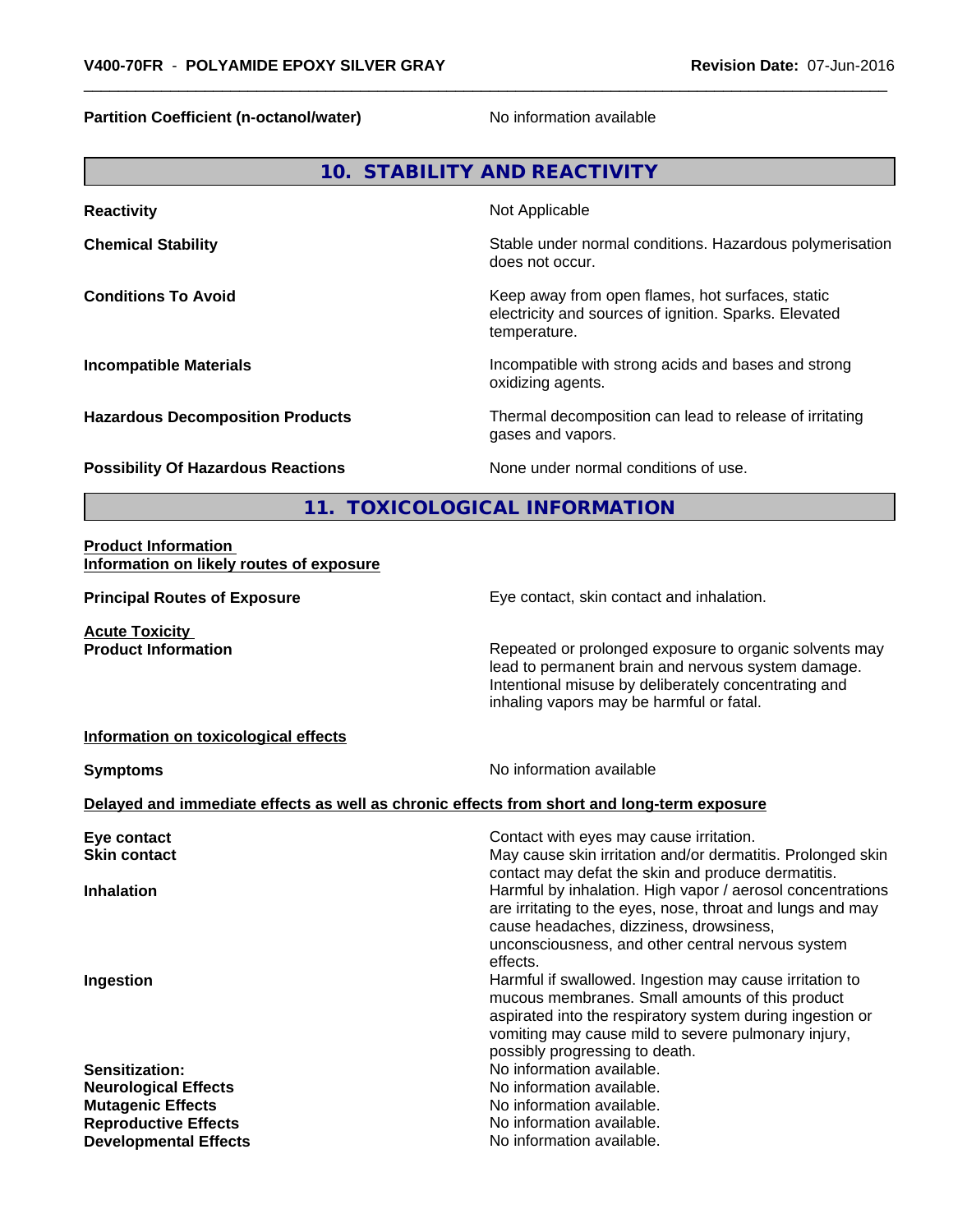**Partition Coefficient (n-octanol/water)** No information available

## 10. STABILITY AND REACTIVITY

**Reactivity** Not Applicable

**Chemical Stability** Stable under normal conditions. Hazardous polymerisation does not occur.

**Conditions To Avoid** Keep away from open flames, hot surfaces, static electricity and sources of ignition. Sparks. Elevated temperature.

**Incompatible Materials** Incompatible with strong acids and bases and strong oxidizing agents.

**Hazardous Decomposition Products** Thermal decomposition can lead to release of irritating gases and vapors.

**Possibility Of Hazardous Reactions** None under normal conditions of use.

## 11. TOXICOLOGICAL INFORMATION

**Product Information**
**Information on likely routes of exposure**

**Principal Routes of Exposure** Eye contact, skin contact and inhalation.

**Acute Toxicity**
**Product Information** Repeated or prolonged exposure to organic solvents may lead to permanent brain and nervous system damage. Intentional misuse by deliberately concentrating and inhaling vapors may be harmful or fatal.

**Information on toxicological effects**

**Symptoms** No information available

**Delayed and immediate effects as well as chronic effects from short and long-term exposure**

**Eye contact** Contact with eyes may cause irritation.
**Skin contact** May cause skin irritation and/or dermatitis. Prolonged skin contact may defat the skin and produce dermatitis.
**Inhalation** Harmful by inhalation. High vapor / aerosol concentrations are irritating to the eyes, nose, throat and lungs and may cause headaches, dizziness, drowsiness, unconsciousness, and other central nervous system effects.
**Ingestion** Harmful if swallowed. Ingestion may cause irritation to mucous membranes. Small amounts of this product aspirated into the respiratory system during ingestion or vomiting may cause mild to severe pulmonary injury, possibly progressing to death.
**Sensitization:** No information available.
**Neurological Effects** No information available.
**Mutagenic Effects** No information available.
**Reproductive Effects** No information available.
**Developmental Effects** No information available.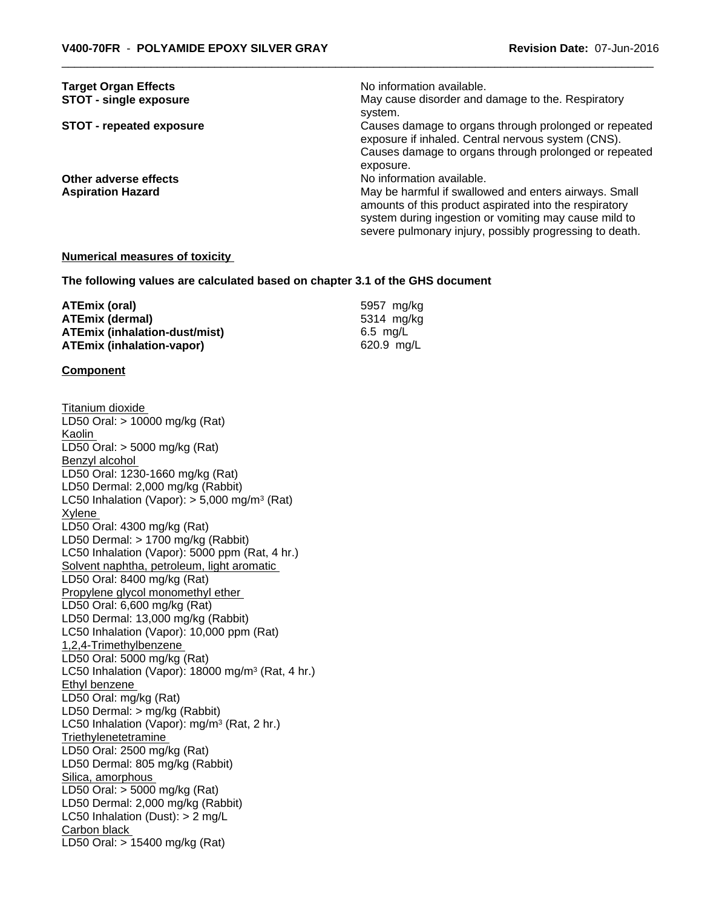| | |
|---|---|
| **Target Organ Effects** | No information available. |
| **STOT - single exposure** | May cause disorder and damage to the. Respiratory system. |
| **STOT - repeated exposure** | Causes damage to organs through prolonged or repeated exposure if inhaled. Central nervous system (CNS). Causes damage to organs through prolonged or repeated exposure. |
| **Other adverse effects** | No information available. |
| **Aspiration Hazard** | May be harmful if swallowed and enters airways. Small amounts of this product aspirated into the respiratory system during ingestion or vomiting may cause mild to severe pulmonary injury, possibly progressing to death. |

**Numerical measures of toxicity**

**The following values are calculated based on chapter 3.1 of the GHS document**

| | |
|---|---|
| **ATEmix (oral)** | 5957 mg/kg |
| **ATEmix (dermal)** | 5314 mg/kg |
| **ATEmix (inhalation-dust/mist)** | 6.5 mg/L |
| **ATEmix (inhalation-vapor)** | 620.9 mg/L |

**Component**

Titanium dioxide
LD50 Oral: > 10000 mg/kg (Rat)
Kaolin
LD50 Oral: > 5000 mg/kg (Rat)
Benzyl alcohol
LD50 Oral: 1230-1660 mg/kg (Rat)
LD50 Dermal: 2,000 mg/kg (Rabbit)
LC50 Inhalation (Vapor): > 5,000 mg/m$^3$ (Rat)
Xylene
LD50 Oral: 4300 mg/kg (Rat)
LD50 Dermal: > 1700 mg/kg (Rabbit)
LC50 Inhalation (Vapor): 5000 ppm (Rat, 4 hr.)
Solvent naphtha, petroleum, light aromatic
LD50 Oral: 8400 mg/kg (Rat)
Propylene glycol monomethyl ether
LD50 Oral: 6,600 mg/kg (Rat)
LD50 Dermal: 13,000 mg/kg (Rabbit)
LC50 Inhalation (Vapor): 10,000 ppm (Rat)
1,2,4-Trimethylbenzene
LD50 Oral: 5000 mg/kg (Rat)
LC50 Inhalation (Vapor): 18000 mg/m$^3$ (Rat, 4 hr.)
Ethyl benzene
LD50 Oral: mg/kg (Rat)
LD50 Dermal: > mg/kg (Rabbit)
LC50 Inhalation (Vapor): mg/m$^3$ (Rat, 2 hr.)
Triethylenetetramine
LD50 Oral: 2500 mg/kg (Rat)
LD50 Dermal: 805 mg/kg (Rabbit)
Silica, amorphous
LD50 Oral: > 5000 mg/kg (Rat)
LD50 Dermal: 2,000 mg/kg (Rabbit)
LC50 Inhalation (Dust): > 2 mg/L
Carbon black
LD50 Oral: > 15400 mg/kg (Rat)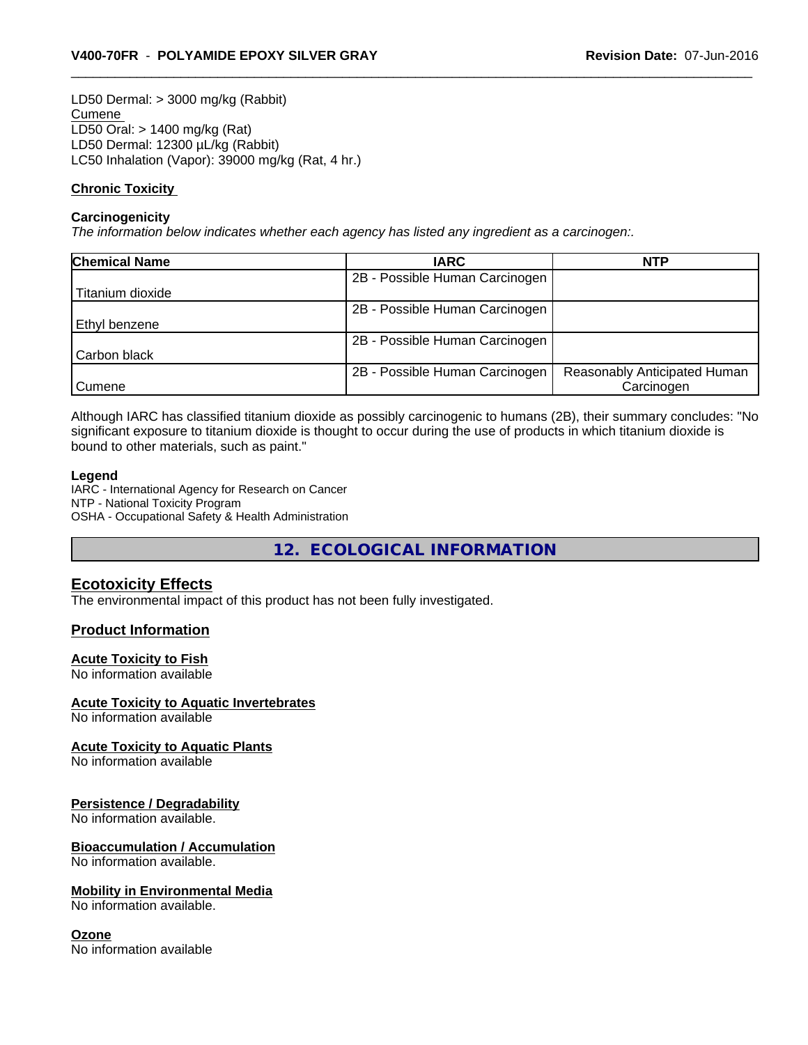LD50 Dermal: > 3000 mg/kg (Rabbit)
Cumene
LD50 Oral: > 1400 mg/kg (Rat)
LD50 Dermal: 12300 µL/kg (Rabbit)
LC50 Inhalation (Vapor): 39000 mg/kg (Rat, 4 hr.)

**Chronic Toxicity**

**Carcinogenicity**
*The information below indicates whether each agency has listed any ingredient as a carcinogen:.*

| Chemical Name | IARC | NTP |
|---|---|---|
| Titanium dioxide | 2B - Possible Human Carcinogen | |
| Ethyl benzene | 2B - Possible Human Carcinogen | |
| Carbon black | 2B - Possible Human Carcinogen | |
| Cumene | 2B - Possible Human Carcinogen | Reasonably Anticipated Human Carcinogen |

Although IARC has classified titanium dioxide as possibly carcinogenic to humans (2B), their summary concludes: "No significant exposure to titanium dioxide is thought to occur during the use of products in which titanium dioxide is bound to other materials, such as paint."

**Legend**
IARC - International Agency for Research on Cancer
NTP - National Toxicity Program
OSHA - Occupational Safety & Health Administration

## 12. ECOLOGICAL INFORMATION

### Ecotoxicity Effects
The environmental impact of this product has not been fully investigated.

### Product Information

**Acute Toxicity to Fish**
No information available

**Acute Toxicity to Aquatic Invertebrates**
No information available

**Acute Toxicity to Aquatic Plants**
No information available

**Persistence / Degradability**
No information available.

**Bioaccumulation / Accumulation**
No information available.

**Mobility in Environmental Media**
No information available.

**Ozone**
No information available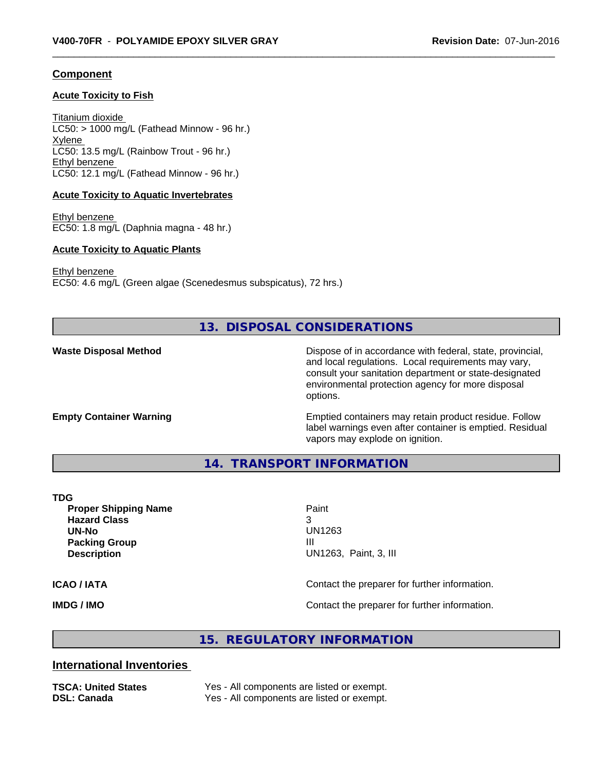## Component

### Acute Toxicity to Fish

Titanium dioxide
LC50: > 1000 mg/L (Fathead Minnow - 96 hr.)
Xylene
LC50: 13.5 mg/L (Rainbow Trout - 96 hr.)
Ethyl benzene
LC50: 12.1 mg/L (Fathead Minnow - 96 hr.)

### Acute Toxicity to Aquatic Invertebrates

Ethyl benzene
EC50: 1.8 mg/L (Daphnia magna - 48 hr.)

### Acute Toxicity to Aquatic Plants

Ethyl benzene
EC50: 4.6 mg/L (Green algae (Scenedesmus subspicatus), 72 hrs.)

## 13. DISPOSAL CONSIDERATIONS

**Waste Disposal Method** — Dispose of in accordance with federal, state, provincial, and local regulations. Local requirements may vary, consult your sanitation department or state-designated environmental protection agency for more disposal options.

**Empty Container Warning** — Emptied containers may retain product residue. Follow label warnings even after container is emptied. Residual vapors may explode on ignition.

## 14. TRANSPORT INFORMATION

**TDG**

| | |
|---|---|
| **Proper Shipping Name** | Paint |
| **Hazard Class** | 3 |
| **UN-No** | UN1263 |
| **Packing Group** | III |
| **Description** | UN1263, Paint, 3, III |

**ICAO / IATA** — Contact the preparer for further information.

**IMDG / IMO** — Contact the preparer for further information.

## 15. REGULATORY INFORMATION

### International Inventories

| | |
|---|---|
| **TSCA: United States** | Yes - All components are listed or exempt. |
| **DSL: Canada** | Yes - All components are listed or exempt. |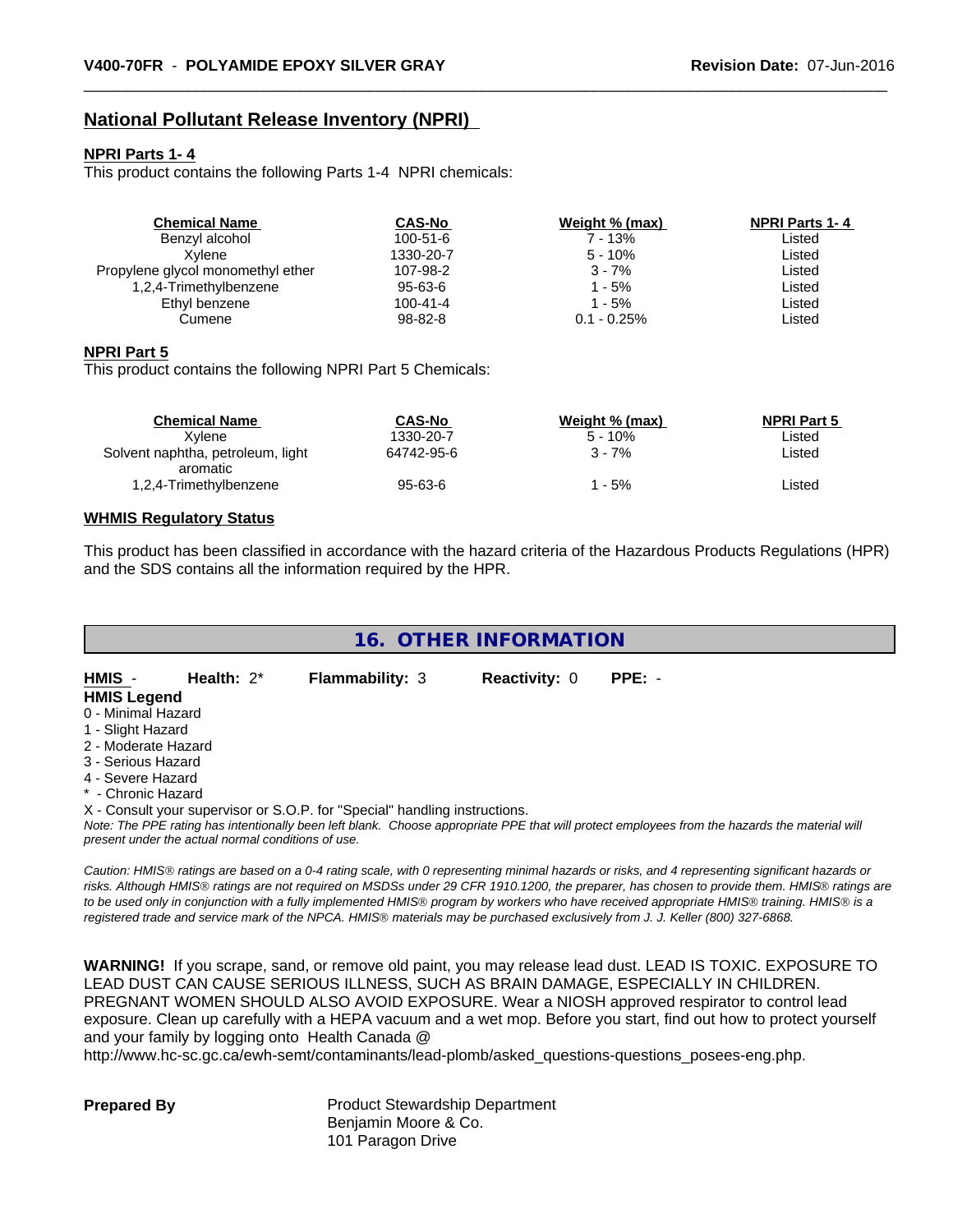## National Pollutant Release Inventory (NPRI)

**NPRI Parts 1- 4**

This product contains the following Parts 1-4 NPRI chemicals:

| Chemical Name | CAS-No | Weight % (max) | NPRI Parts 1- 4 |
|---|---|---|---|
| Benzyl alcohol | 100-51-6 | 7 - 13% | Listed |
| Xylene | 1330-20-7 | 5 - 10% | Listed |
| Propylene glycol monomethyl ether | 107-98-2 | 3 - 7% | Listed |
| 1,2,4-Trimethylbenzene | 95-63-6 | 1 - 5% | Listed |
| Ethyl benzene | 100-41-4 | 1 - 5% | Listed |
| Cumene | 98-82-8 | 0.1 - 0.25% | Listed |

**NPRI Part 5**

This product contains the following NPRI Part 5 Chemicals:

| Chemical Name | CAS-No | Weight % (max) | NPRI Part 5 |
|---|---|---|---|
| Xylene | 1330-20-7 | 5 - 10% | Listed |
| Solvent naphtha, petroleum, light aromatic | 64742-95-6 | 3 - 7% | Listed |
| 1,2,4-Trimethylbenzene | 95-63-6 | 1 - 5% | Listed |

**WHMIS Regulatory Status**

This product has been classified in accordance with the hazard criteria of the Hazardous Products Regulations (HPR) and the SDS contains all the information required by the HPR.

## 16. OTHER INFORMATION

**HMIS** - **Health:** 2* **Flammability:** 3 **Reactivity:** 0 **PPE:** -

**HMIS Legend**

0 - Minimal Hazard
1 - Slight Hazard
2 - Moderate Hazard
3 - Serious Hazard
4 - Severe Hazard
* - Chronic Hazard
X - Consult your supervisor or S.O.P. for "Special" handling instructions.

*Note: The PPE rating has intentionally been left blank. Choose appropriate PPE that will protect employees from the hazards the material will present under the actual normal conditions of use.*

*Caution: HMIS® ratings are based on a 0-4 rating scale, with 0 representing minimal hazards or risks, and 4 representing significant hazards or risks. Although HMIS® ratings are not required on MSDSs under 29 CFR 1910.1200, the preparer, has chosen to provide them. HMIS® ratings are to be used only in conjunction with a fully implemented HMIS® program by workers who have received appropriate HMIS® training. HMIS® is a registered trade and service mark of the NPCA. HMIS® materials may be purchased exclusively from J. J. Keller (800) 327-6868.*

**WARNING!** If you scrape, sand, or remove old paint, you may release lead dust. LEAD IS TOXIC. EXPOSURE TO LEAD DUST CAN CAUSE SERIOUS ILLNESS, SUCH AS BRAIN DAMAGE, ESPECIALLY IN CHILDREN. PREGNANT WOMEN SHOULD ALSO AVOID EXPOSURE. Wear a NIOSH approved respirator to control lead exposure. Clean up carefully with a HEPA vacuum and a wet mop. Before you start, find out how to protect yourself and your family by logging onto Health Canada @ http://www.hc-sc.gc.ca/ewh-semt/contaminants/lead-plomb/asked_questions-questions_posees-eng.php.

**Prepared By**

Product Stewardship Department
Benjamin Moore & Co.
101 Paragon Drive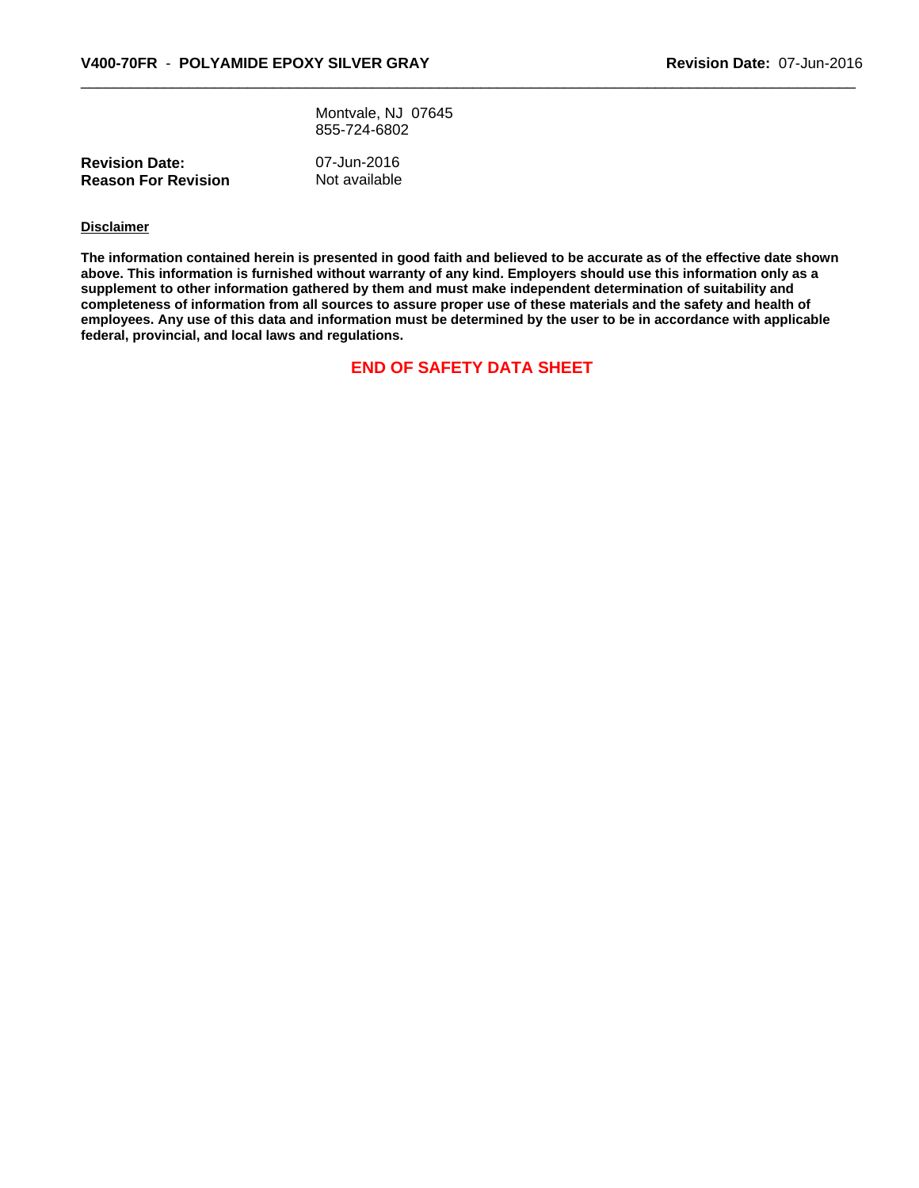Montvale, NJ 07645
855-724-6802

| | |
|---|---|
| **Revision Date:** | 07-Jun-2016 |
| **Reason For Revision** | Not available |

**Disclaimer**

**The information contained herein is presented in good faith and believed to be accurate as of the effective date shown above. This information is furnished without warranty of any kind. Employers should use this information only as a supplement to other information gathered by them and must make independent determination of suitability and completeness of information from all sources to assure proper use of these materials and the safety and health of employees. Any use of this data and information must be determined by the user to be in accordance with applicable federal, provincial, and local laws and regulations.**

**END OF SAFETY DATA SHEET**